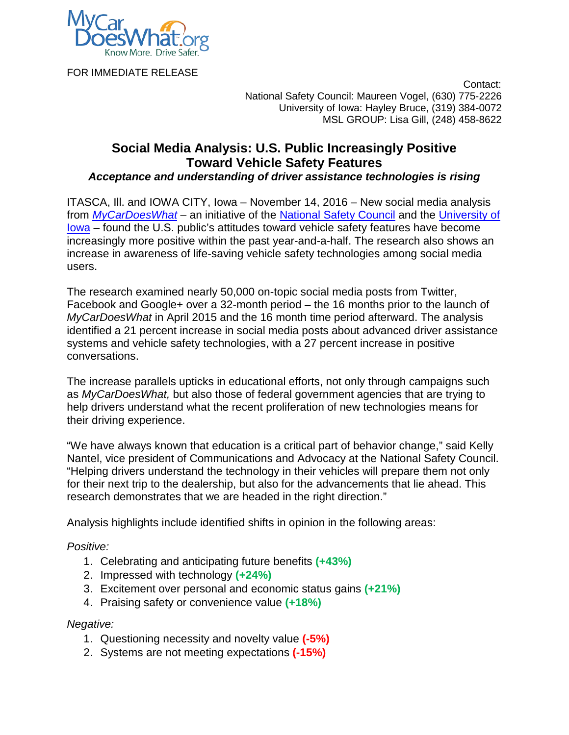FOR IMMEDIATE RELEASE

Contact:
National Safety Council: Maureen Vogel, (630) 775-2226
University of Iowa: Hayley Bruce, (319) 384-0072
MSL GROUP: Lisa Gill, (248) 458-8622

# Social Media Analysis: U.S. Public Increasingly Positive Toward Vehicle Safety Features

***Acceptance and understanding of driver assistance technologies is rising***

ITASCA, Ill. and IOWA CITY, Iowa – November 14, 2016 – New social media analysis from *MyCarDoesWhat* – an initiative of the National Safety Council and the University of Iowa – found the U.S. public's attitudes toward vehicle safety features have become increasingly more positive within the past year-and-a-half. The research also shows an increase in awareness of life-saving vehicle safety technologies among social media users.

The research examined nearly 50,000 on-topic social media posts from Twitter, Facebook and Google+ over a 32-month period – the 16 months prior to the launch of *MyCarDoesWhat* in April 2015 and the 16 month time period afterward. The analysis identified a 21 percent increase in social media posts about advanced driver assistance systems and vehicle safety technologies, with a 27 percent increase in positive conversations.

The increase parallels upticks in educational efforts, not only through campaigns such as *MyCarDoesWhat,* but also those of federal government agencies that are trying to help drivers understand what the recent proliferation of new technologies means for their driving experience.

"We have always known that education is a critical part of behavior change," said Kelly Nantel, vice president of Communications and Advocacy at the National Safety Council. "Helping drivers understand the technology in their vehicles will prepare them not only for their next trip to the dealership, but also for the advancements that lie ahead. This research demonstrates that we are headed in the right direction."

Analysis highlights include identified shifts in opinion in the following areas:

*Positive:*

1. Celebrating and anticipating future benefits **(+43%)**
2. Impressed with technology **(+24%)**
3. Excitement over personal and economic status gains **(+21%)**
4. Praising safety or convenience value **(+18%)**

*Negative:*

1. Questioning necessity and novelty value **(-5%)**
2. Systems are not meeting expectations **(-15%)**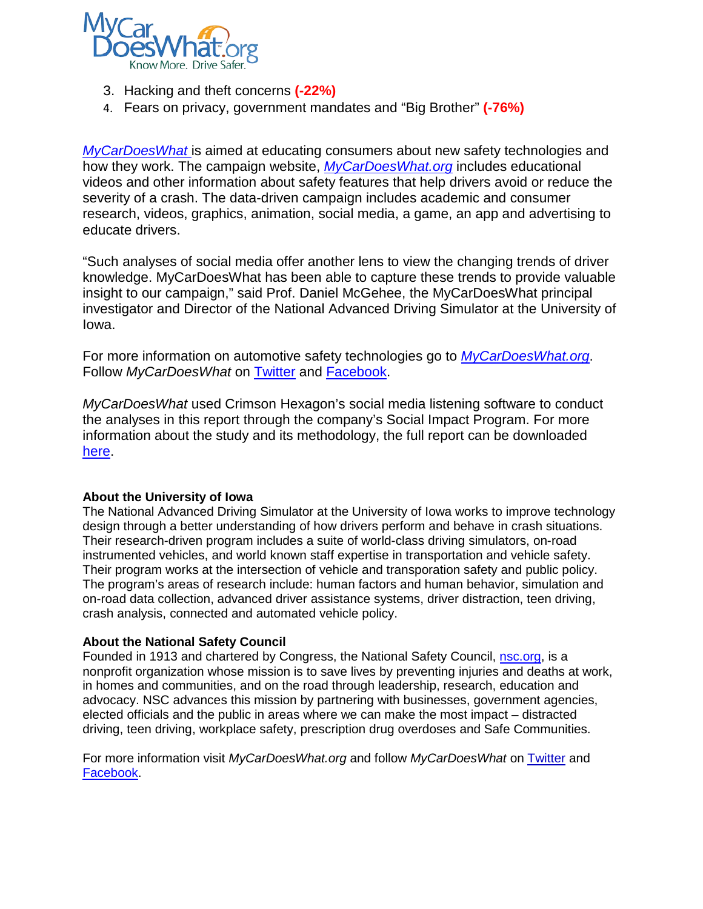3. Hacking and theft concerns **(-22%)**
4. Fears on privacy, government mandates and "Big Brother" **(-76%)**

*MyCarDoesWhat* is aimed at educating consumers about new safety technologies and how they work. The campaign website, *MyCarDoesWhat.org* includes educational videos and other information about safety features that help drivers avoid or reduce the severity of a crash. The data-driven campaign includes academic and consumer research, videos, graphics, animation, social media, a game, an app and advertising to educate drivers.

"Such analyses of social media offer another lens to view the changing trends of driver knowledge. MyCarDoesWhat has been able to capture these trends to provide valuable insight to our campaign," said Prof. Daniel McGehee, the MyCarDoesWhat principal investigator and Director of the National Advanced Driving Simulator at the University of Iowa.

For more information on automotive safety technologies go to *MyCarDoesWhat.org*. Follow *MyCarDoesWhat* on Twitter and Facebook.

*MyCarDoesWhat* used Crimson Hexagon's social media listening software to conduct the analyses in this report through the company's Social Impact Program. For more information about the study and its methodology, the full report can be downloaded here.

**About the University of Iowa**
The National Advanced Driving Simulator at the University of Iowa works to improve technology design through a better understanding of how drivers perform and behave in crash situations. Their research-driven program includes a suite of world-class driving simulators, on-road instrumented vehicles, and world known staff expertise in transportation and vehicle safety. Their program works at the intersection of vehicle and transporation safety and public policy. The program's areas of research include: human factors and human behavior, simulation and on-road data collection, advanced driver assistance systems, driver distraction, teen driving, crash analysis, connected and automated vehicle policy.

**About the National Safety Council**
Founded in 1913 and chartered by Congress, the National Safety Council, nsc.org, is a nonprofit organization whose mission is to save lives by preventing injuries and deaths at work, in homes and communities, and on the road through leadership, research, education and advocacy. NSC advances this mission by partnering with businesses, government agencies, elected officials and the public in areas where we can make the most impact – distracted driving, teen driving, workplace safety, prescription drug overdoses and Safe Communities.

For more information visit *MyCarDoesWhat.org* and follow *MyCarDoesWhat* on Twitter and Facebook.